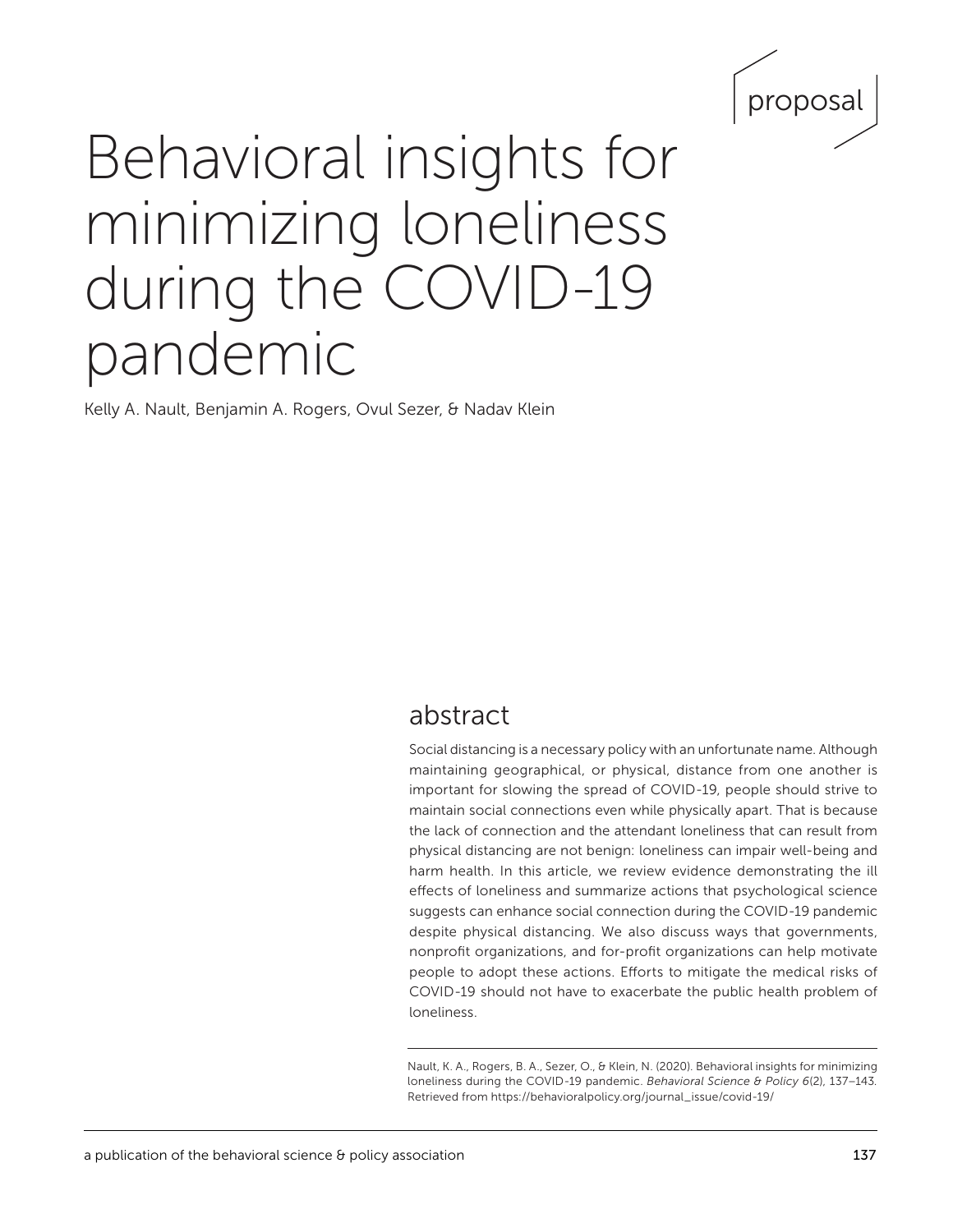proposal

# Behavioral insights for minimizing loneliness during the COVID-19 pandemic

Kelly A. Nault, Benjamin A. Rogers, Ovul Sezer, & Nadav Klein

## abstract

Social distancing is a necessary policy with an unfortunate name. Although maintaining geographical, or physical, distance from one another is important for slowing the spread of COVID-19, people should strive to maintain social connections even while physically apart. That is because the lack of connection and the attendant loneliness that can result from physical distancing are not benign: loneliness can impair well-being and harm health. In this article, we review evidence demonstrating the ill effects of loneliness and summarize actions that psychological science suggests can enhance social connection during the COVID-19 pandemic despite physical distancing. We also discuss ways that governments, nonprofit organizations, and for-profit organizations can help motivate people to adopt these actions. Efforts to mitigate the medical risks of COVID-19 should not have to exacerbate the public health problem of loneliness.

Nault, K. A., Rogers, B. A., Sezer, O., & Klein, N. (2020). Behavioral insights for minimizing loneliness during the COVID-19 pandemic. *Behavioral Science & Policy 6*(2), 137–143. Retrieved from https://behavioralpolicy.org/journal_issue/covid-19/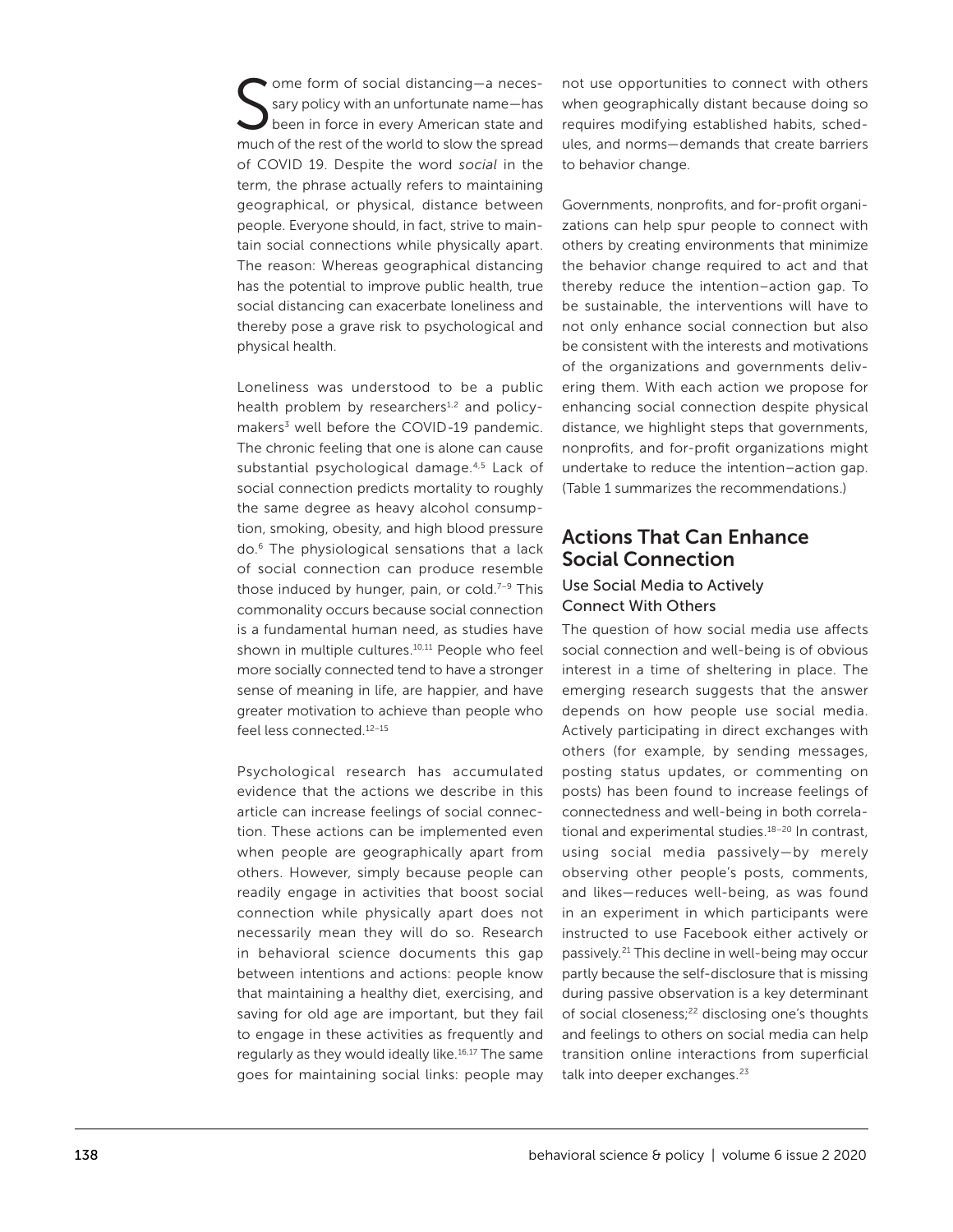Some form of social distancing—a necessary policy with an unfortunate name—has been in force in every American state and much of the rest of the world to slow the spread of COVID 19. Despite the word *social* in the term, the phrase actually refers to maintaining geographical, or physical, distance between people. Everyone should, in fact, strive to maintain social connections while physically apart. The reason: Whereas geographical distancing has the potential to improve public health, true social distancing can exacerbate loneliness and thereby pose a grave risk to psychological and physical health.

Loneliness was understood to be a public health problem by researchers[1,2] and policymakers[3] well before the COVID-19 pandemic. The chronic feeling that one is alone can cause substantial psychological damage.[4,5] Lack of social connection predicts mortality to roughly the same degree as heavy alcohol consumption, smoking, obesity, and high blood pressure do.[6] The physiological sensations that a lack of social connection can produce resemble those induced by hunger, pain, or cold.[7–9] This commonality occurs because social connection is a fundamental human need, as studies have shown in multiple cultures.[10,11] People who feel more socially connected tend to have a stronger sense of meaning in life, are happier, and have greater motivation to achieve than people who feel less connected.[12–15]

Psychological research has accumulated evidence that the actions we describe in this article can increase feelings of social connection. These actions can be implemented even when people are geographically apart from others. However, simply because people can readily engage in activities that boost social connection while physically apart does not necessarily mean they will do so. Research in behavioral science documents this gap between intentions and actions: people know that maintaining a healthy diet, exercising, and saving for old age are important, but they fail to engage in these activities as frequently and regularly as they would ideally like.[16,17] The same goes for maintaining social links: people may not use opportunities to connect with others when geographically distant because doing so requires modifying established habits, schedules, and norms—demands that create barriers to behavior change.

Governments, nonprofits, and for-profit organizations can help spur people to connect with others by creating environments that minimize the behavior change required to act and that thereby reduce the intention–action gap. To be sustainable, the interventions will have to not only enhance social connection but also be consistent with the interests and motivations of the organizations and governments delivering them. With each action we propose for enhancing social connection despite physical distance, we highlight steps that governments, nonprofits, and for-profit organizations might undertake to reduce the intention–action gap. (Table 1 summarizes the recommendations.)

## Actions That Can Enhance Social Connection

### Use Social Media to Actively Connect With Others

The question of how social media use affects social connection and well-being is of obvious interest in a time of sheltering in place. The emerging research suggests that the answer depends on how people use social media. Actively participating in direct exchanges with others (for example, by sending messages, posting status updates, or commenting on posts) has been found to increase feelings of connectedness and well-being in both correlational and experimental studies.[18–20] In contrast, using social media passively—by merely observing other people's posts, comments, and likes—reduces well-being, as was found in an experiment in which participants were instructed to use Facebook either actively or passively.[21] This decline in well-being may occur partly because the self-disclosure that is missing during passive observation is a key determinant of social closeness;[22] disclosing one's thoughts and feelings to others on social media can help transition online interactions from superficial talk into deeper exchanges.[23]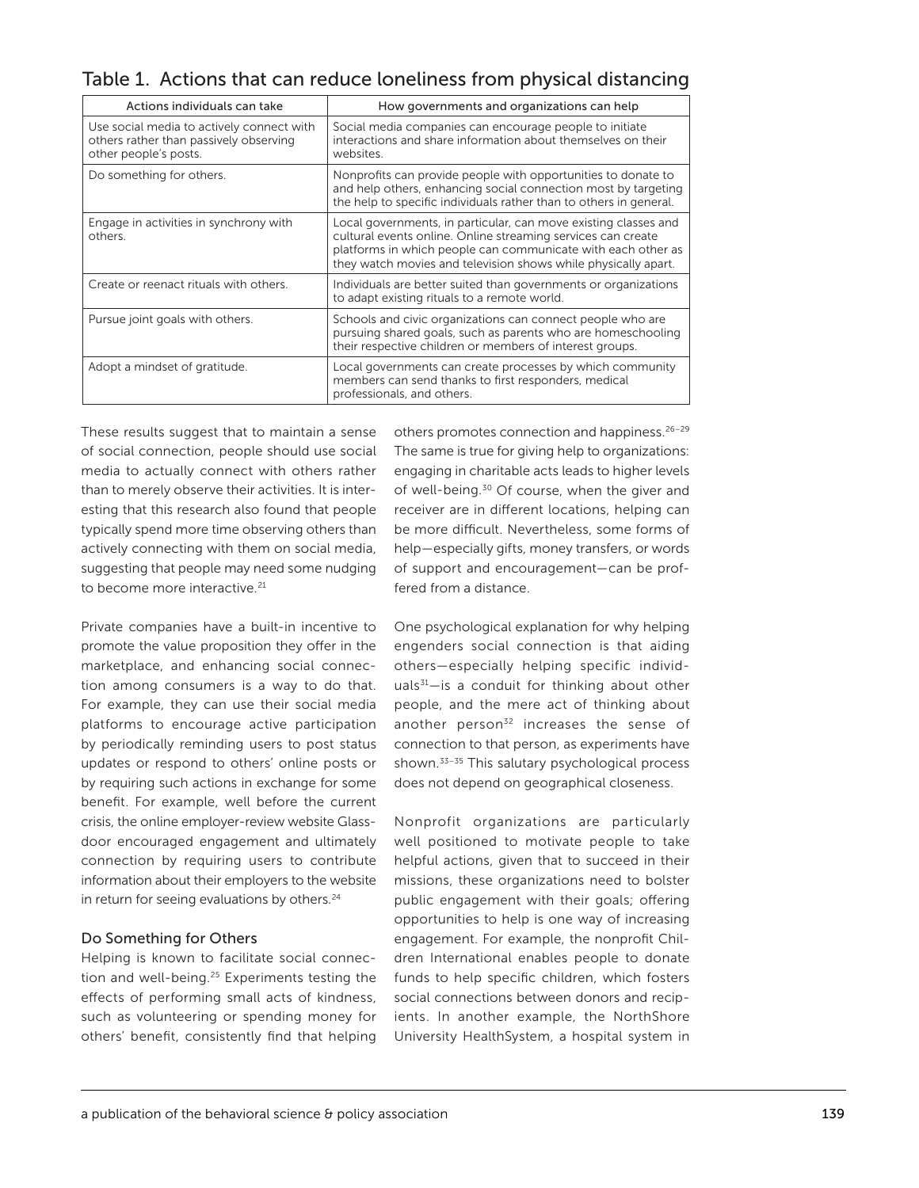Table 1. Actions that can reduce loneliness from physical distancing

| Actions individuals can take | How governments and organizations can help |
|---|---|
| Use social media to actively connect with others rather than passively observing other people's posts. | Social media companies can encourage people to initiate interactions and share information about themselves on their websites. |
| Do something for others. | Nonprofits can provide people with opportunities to donate to and help others, enhancing social connection most by targeting the help to specific individuals rather than to others in general. |
| Engage in activities in synchrony with others. | Local governments, in particular, can move existing classes and cultural events online. Online streaming services can create platforms in which people can communicate with each other as they watch movies and television shows while physically apart. |
| Create or reenact rituals with others. | Individuals are better suited than governments or organizations to adapt existing rituals to a remote world. |
| Pursue joint goals with others. | Schools and civic organizations can connect people who are pursuing shared goals, such as parents who are homeschooling their respective children or members of interest groups. |
| Adopt a mindset of gratitude. | Local governments can create processes by which community members can send thanks to first responders, medical professionals, and others. |

These results suggest that to maintain a sense of social connection, people should use social media to actually connect with others rather than to merely observe their activities. It is interesting that this research also found that people typically spend more time observing others than actively connecting with them on social media, suggesting that people may need some nudging to become more interactive.[21]

Private companies have a built-in incentive to promote the value proposition they offer in the marketplace, and enhancing social connection among consumers is a way to do that. For example, they can use their social media platforms to encourage active participation by periodically reminding users to post status updates or respond to others' online posts or by requiring such actions in exchange for some benefit. For example, well before the current crisis, the online employer-review website Glassdoor encouraged engagement and ultimately connection by requiring users to contribute information about their employers to the website in return for seeing evaluations by others.[24]

### Do Something for Others

Helping is known to facilitate social connection and well-being.[25] Experiments testing the effects of performing small acts of kindness, such as volunteering or spending money for others' benefit, consistently find that helping others promotes connection and happiness.[26–29] The same is true for giving help to organizations: engaging in charitable acts leads to higher levels of well-being.[30] Of course, when the giver and receiver are in different locations, helping can be more difficult. Nevertheless, some forms of help—especially gifts, money transfers, or words of support and encouragement—can be proffered from a distance.

One psychological explanation for why helping engenders social connection is that aiding others—especially helping specific individuals[31]—is a conduit for thinking about other people, and the mere act of thinking about another person[32] increases the sense of connection to that person, as experiments have shown.[33–35] This salutary psychological process does not depend on geographical closeness.

Nonprofit organizations are particularly well positioned to motivate people to take helpful actions, given that to succeed in their missions, these organizations need to bolster public engagement with their goals; offering opportunities to help is one way of increasing engagement. For example, the nonprofit Children International enables people to donate funds to help specific children, which fosters social connections between donors and recipients. In another example, the NorthShore University HealthSystem, a hospital system in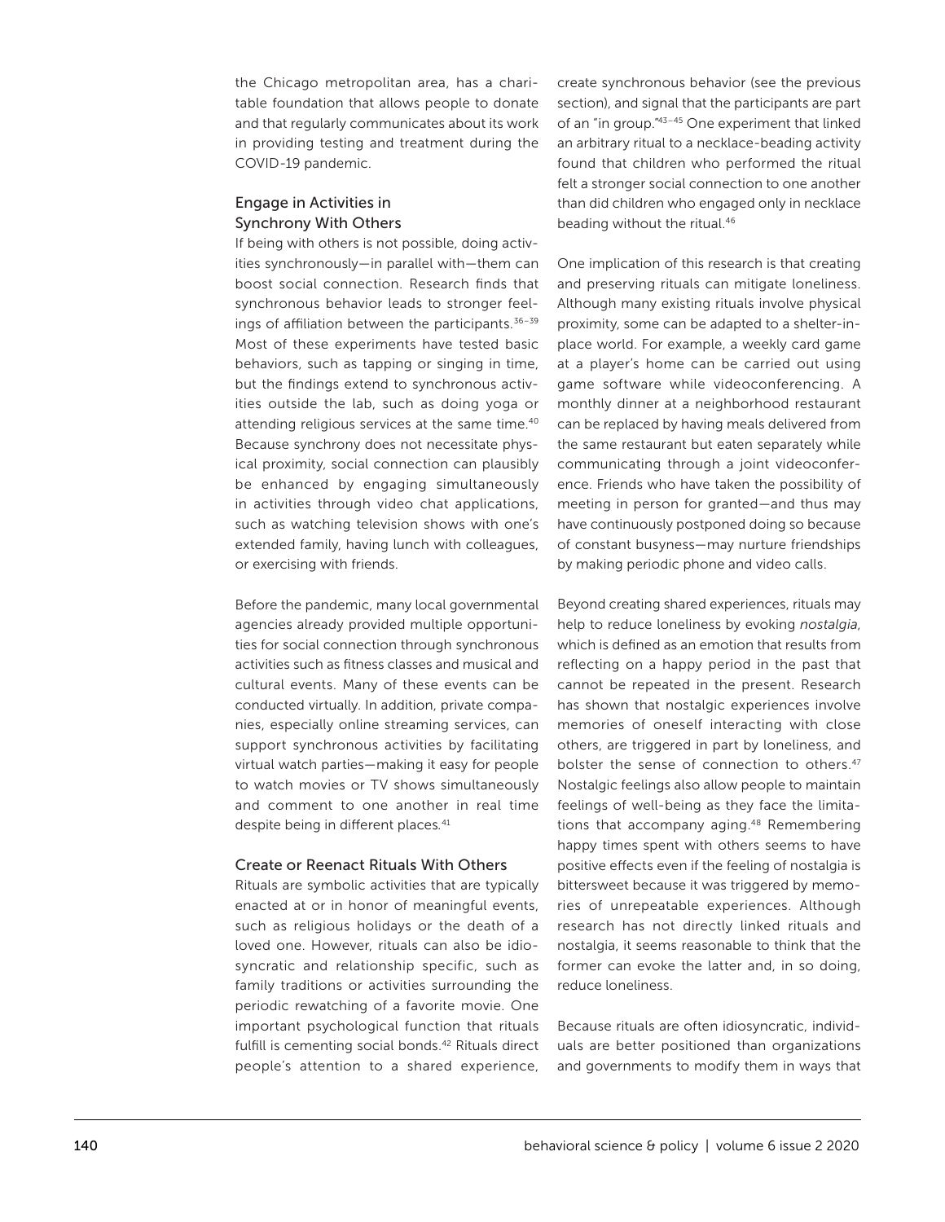the Chicago metropolitan area, has a charitable foundation that allows people to donate and that regularly communicates about its work in providing testing and treatment during the COVID-19 pandemic.

### Engage in Activities in Synchrony With Others

If being with others is not possible, doing activities synchronously—in parallel with—them can boost social connection. Research finds that synchronous behavior leads to stronger feelings of affiliation between the participants.[36–39] Most of these experiments have tested basic behaviors, such as tapping or singing in time, but the findings extend to synchronous activities outside the lab, such as doing yoga or attending religious services at the same time.[40] Because synchrony does not necessitate physical proximity, social connection can plausibly be enhanced by engaging simultaneously in activities through video chat applications, such as watching television shows with one's extended family, having lunch with colleagues, or exercising with friends.

Before the pandemic, many local governmental agencies already provided multiple opportunities for social connection through synchronous activities such as fitness classes and musical and cultural events. Many of these events can be conducted virtually. In addition, private companies, especially online streaming services, can support synchronous activities by facilitating virtual watch parties—making it easy for people to watch movies or TV shows simultaneously and comment to one another in real time despite being in different places.[41]

### Create or Reenact Rituals With Others

Rituals are symbolic activities that are typically enacted at or in honor of meaningful events, such as religious holidays or the death of a loved one. However, rituals can also be idiosyncratic and relationship specific, such as family traditions or activities surrounding the periodic rewatching of a favorite movie. One important psychological function that rituals fulfill is cementing social bonds.[42] Rituals direct people's attention to a shared experience, create synchronous behavior (see the previous section), and signal that the participants are part of an "in group."[43–45] One experiment that linked an arbitrary ritual to a necklace-beading activity found that children who performed the ritual felt a stronger social connection to one another than did children who engaged only in necklace beading without the ritual.[46]

One implication of this research is that creating and preserving rituals can mitigate loneliness. Although many existing rituals involve physical proximity, some can be adapted to a shelter-in-place world. For example, a weekly card game at a player's home can be carried out using game software while videoconferencing. A monthly dinner at a neighborhood restaurant can be replaced by having meals delivered from the same restaurant but eaten separately while communicating through a joint videoconference. Friends who have taken the possibility of meeting in person for granted—and thus may have continuously postponed doing so because of constant busyness—may nurture friendships by making periodic phone and video calls.

Beyond creating shared experiences, rituals may help to reduce loneliness by evoking *nostalgia*, which is defined as an emotion that results from reflecting on a happy period in the past that cannot be repeated in the present. Research has shown that nostalgic experiences involve memories of oneself interacting with close others, are triggered in part by loneliness, and bolster the sense of connection to others.[47] Nostalgic feelings also allow people to maintain feelings of well-being as they face the limitations that accompany aging.[48] Remembering happy times spent with others seems to have positive effects even if the feeling of nostalgia is bittersweet because it was triggered by memories of unrepeatable experiences. Although research has not directly linked rituals and nostalgia, it seems reasonable to think that the former can evoke the latter and, in so doing, reduce loneliness.

Because rituals are often idiosyncratic, individuals are better positioned than organizations and governments to modify them in ways that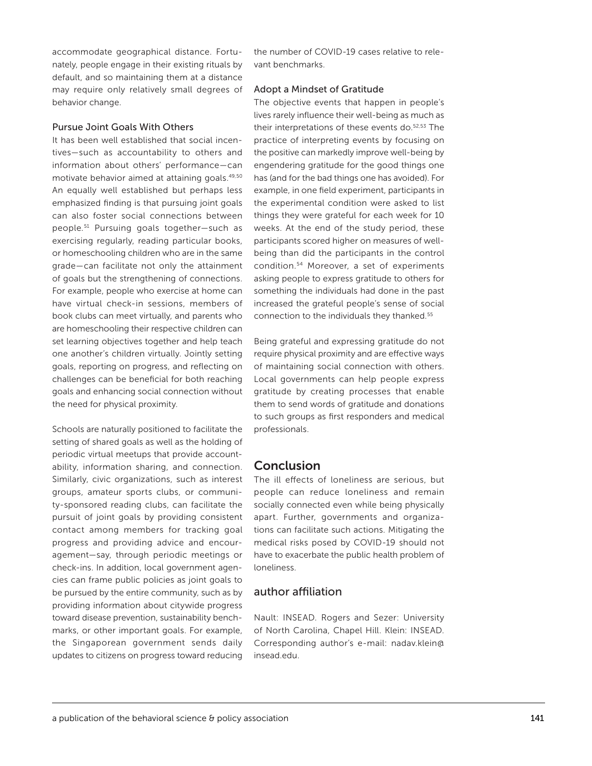accommodate geographical distance. Fortunately, people engage in their existing rituals by default, and so maintaining them at a distance may require only relatively small degrees of behavior change.

### Pursue Joint Goals With Others

It has been well established that social incentives—such as accountability to others and information about others' performance—can motivate behavior aimed at attaining goals.[49,50] An equally well established but perhaps less emphasized finding is that pursuing joint goals can also foster social connections between people.[51] Pursuing goals together—such as exercising regularly, reading particular books, or homeschooling children who are in the same grade—can facilitate not only the attainment of goals but the strengthening of connections. For example, people who exercise at home can have virtual check-in sessions, members of book clubs can meet virtually, and parents who are homeschooling their respective children can set learning objectives together and help teach one another's children virtually. Jointly setting goals, reporting on progress, and reflecting on challenges can be beneficial for both reaching goals and enhancing social connection without the need for physical proximity.

Schools are naturally positioned to facilitate the setting of shared goals as well as the holding of periodic virtual meetups that provide accountability, information sharing, and connection. Similarly, civic organizations, such as interest groups, amateur sports clubs, or community-sponsored reading clubs, can facilitate the pursuit of joint goals by providing consistent contact among members for tracking goal progress and providing advice and encouragement—say, through periodic meetings or check-ins. In addition, local government agencies can frame public policies as joint goals to be pursued by the entire community, such as by providing information about citywide progress toward disease prevention, sustainability benchmarks, or other important goals. For example, the Singaporean government sends daily updates to citizens on progress toward reducing the number of COVID-19 cases relative to relevant benchmarks.

### Adopt a Mindset of Gratitude

The objective events that happen in people's lives rarely influence their well-being as much as their interpretations of these events do.[52,53] The practice of interpreting events by focusing on the positive can markedly improve well-being by engendering gratitude for the good things one has (and for the bad things one has avoided). For example, in one field experiment, participants in the experimental condition were asked to list things they were grateful for each week for 10 weeks. At the end of the study period, these participants scored higher on measures of well-being than did the participants in the control condition.[54] Moreover, a set of experiments asking people to express gratitude to others for something the individuals had done in the past increased the grateful people's sense of social connection to the individuals they thanked.[55]

Being grateful and expressing gratitude do not require physical proximity and are effective ways of maintaining social connection with others. Local governments can help people express gratitude by creating processes that enable them to send words of gratitude and donations to such groups as first responders and medical professionals.

## Conclusion

The ill effects of loneliness are serious, but people can reduce loneliness and remain socially connected even while being physically apart. Further, governments and organizations can facilitate such actions. Mitigating the medical risks posed by COVID-19 should not have to exacerbate the public health problem of loneliness.

## author affiliation

Nault: INSEAD. Rogers and Sezer: University of North Carolina, Chapel Hill. Klein: INSEAD. Corresponding author's e-mail: nadav.klein@insead.edu.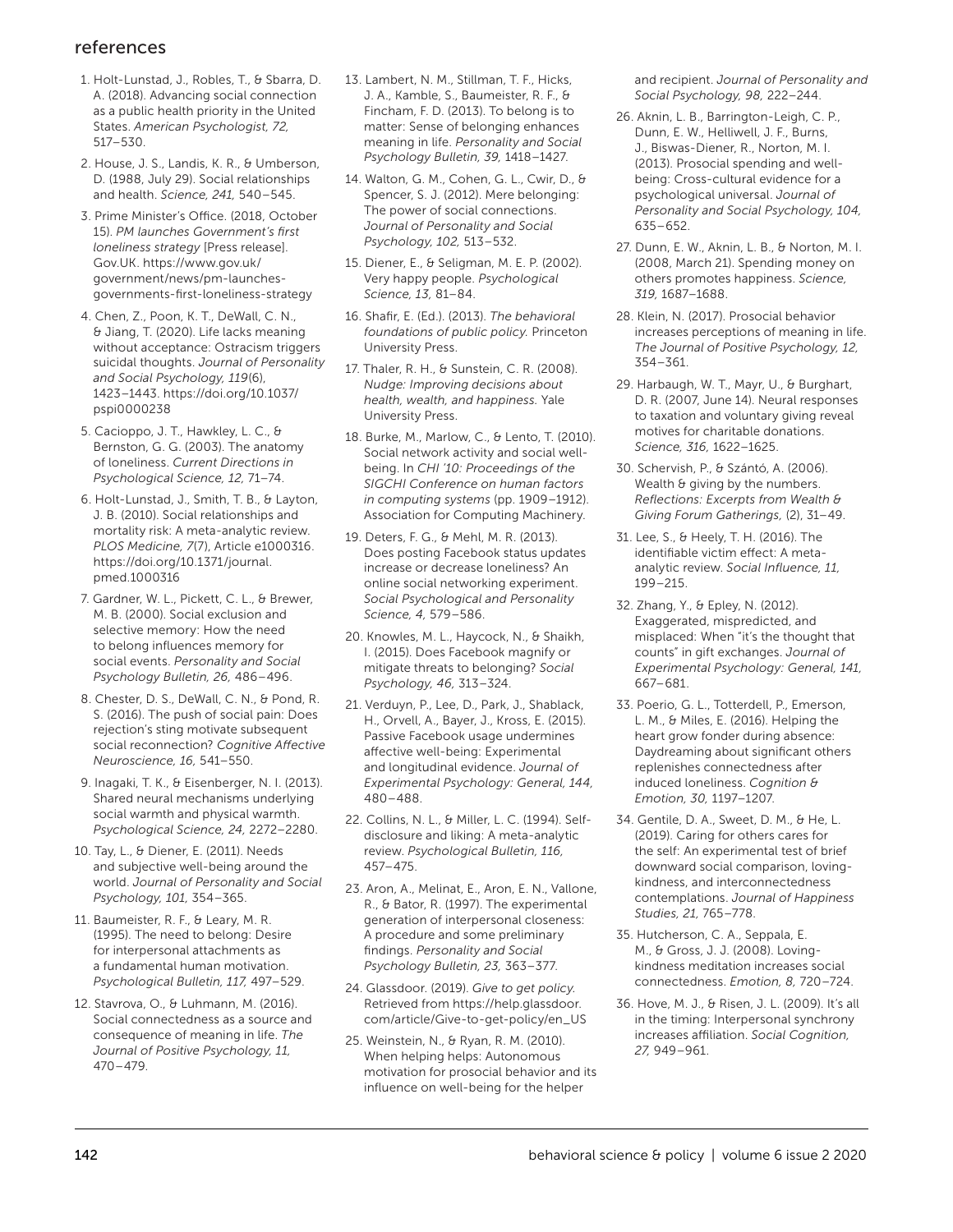## references

1. Holt-Lunstad, J., Robles, T., & Sbarra, D. A. (2018). Advancing social connection as a public health priority in the United States. *American Psychologist, 72,* 517–530.
2. House, J. S., Landis, K. R., & Umberson, D. (1988, July 29). Social relationships and health. *Science, 241,* 540–545.
3. Prime Minister's Office. (2018, October 15). *PM launches Government's first loneliness strategy* [Press release]. Gov.UK. https://www.gov.uk/government/news/pm-launches-governments-first-loneliness-strategy
4. Chen, Z., Poon, K. T., DeWall, C. N., & Jiang, T. (2020). Life lacks meaning without acceptance: Ostracism triggers suicidal thoughts. *Journal of Personality and Social Psychology, 119*(6), 1423–1443. https://doi.org/10.1037/pspi0000238
5. Cacioppo, J. T., Hawkley, L. C., & Bernston, G. G. (2003). The anatomy of loneliness. *Current Directions in Psychological Science, 12,* 71–74.
6. Holt-Lunstad, J., Smith, T. B., & Layton, J. B. (2010). Social relationships and mortality risk: A meta-analytic review. *PLOS Medicine, 7*(7), Article e1000316. https://doi.org/10.1371/journal.pmed.1000316
7. Gardner, W. L., Pickett, C. L., & Brewer, M. B. (2000). Social exclusion and selective memory: How the need to belong influences memory for social events. *Personality and Social Psychology Bulletin, 26,* 486–496.
8. Chester, D. S., DeWall, C. N., & Pond, R. S. (2016). The push of social pain: Does rejection's sting motivate subsequent social reconnection? *Cognitive Affective Neuroscience, 16,* 541–550.
9. Inagaki, T. K., & Eisenberger, N. I. (2013). Shared neural mechanisms underlying social warmth and physical warmth. *Psychological Science, 24,* 2272–2280.
10. Tay, L., & Diener, E. (2011). Needs and subjective well-being around the world. *Journal of Personality and Social Psychology, 101,* 354–365.
11. Baumeister, R. F., & Leary, M. R. (1995). The need to belong: Desire for interpersonal attachments as a fundamental human motivation. *Psychological Bulletin, 117,* 497–529.
12. Stavrova, O., & Luhmann, M. (2016). Social connectedness as a source and consequence of meaning in life. *The Journal of Positive Psychology, 11,* 470–479.
13. Lambert, N. M., Stillman, T. F., Hicks, J. A., Kamble, S., Baumeister, R. F., & Fincham, F. D. (2013). To belong is to matter: Sense of belonging enhances meaning in life. *Personality and Social Psychology Bulletin, 39,* 1418–1427.
14. Walton, G. M., Cohen, G. L., Cwir, D., & Spencer, S. J. (2012). Mere belonging: The power of social connections. *Journal of Personality and Social Psychology, 102,* 513–532.
15. Diener, E., & Seligman, M. E. P. (2002). Very happy people. *Psychological Science, 13,* 81–84.
16. Shafir, E. (Ed.). (2013). *The behavioral foundations of public policy.* Princeton University Press.
17. Thaler, R. H., & Sunstein, C. R. (2008). *Nudge: Improving decisions about health, wealth, and happiness.* Yale University Press.
18. Burke, M., Marlow, C., & Lento, T. (2010). Social network activity and social well-being. In *CHI '10: Proceedings of the SIGCHI Conference on human factors in computing systems* (pp. 1909–1912). Association for Computing Machinery.
19. Deters, F. G., & Mehl, M. R. (2013). Does posting Facebook status updates increase or decrease loneliness? An online social networking experiment. *Social Psychological and Personality Science, 4,* 579–586.
20. Knowles, M. L., Haycock, N., & Shaikh, I. (2015). Does Facebook magnify or mitigate threats to belonging? *Social Psychology, 46,* 313–324.
21. Verduyn, P., Lee, D., Park, J., Shablack, H., Orvell, A., Bayer, J., Kross, E. (2015). Passive Facebook usage undermines affective well-being: Experimental and longitudinal evidence. *Journal of Experimental Psychology: General, 144,* 480–488.
22. Collins, N. L., & Miller, L. C. (1994). Self-disclosure and liking: A meta-analytic review. *Psychological Bulletin, 116,* 457–475.
23. Aron, A., Melinat, E., Aron, E. N., Vallone, R., & Bator, R. (1997). The experimental generation of interpersonal closeness: A procedure and some preliminary findings. *Personality and Social Psychology Bulletin, 23,* 363–377.
24. Glassdoor. (2019). *Give to get policy.* Retrieved from https://help.glassdoor.com/article/Give-to-get-policy/en_US
25. Weinstein, N., & Ryan, R. M. (2010). When helping helps: Autonomous motivation for prosocial behavior and its influence on well-being for the helper and recipient. *Journal of Personality and Social Psychology, 98,* 222–244.
26. Aknin, L. B., Barrington-Leigh, C. P., Dunn, E. W., Helliwell, J. F., Burns, J., Biswas-Diener, R., Norton, M. I. (2013). Prosocial spending and well-being: Cross-cultural evidence for a psychological universal. *Journal of Personality and Social Psychology, 104,* 635–652.
27. Dunn, E. W., Aknin, L. B., & Norton, M. I. (2008, March 21). Spending money on others promotes happiness. *Science, 319,* 1687–1688.
28. Klein, N. (2017). Prosocial behavior increases perceptions of meaning in life. *The Journal of Positive Psychology, 12,* 354–361.
29. Harbaugh, W. T., Mayr, U., & Burghart, D. R. (2007, June 14). Neural responses to taxation and voluntary giving reveal motives for charitable donations. *Science, 316,* 1622–1625.
30. Schervish, P., & Szántó, A. (2006). Wealth & giving by the numbers. *Reflections: Excerpts from Wealth & Giving Forum Gatherings,* (2), 31–49.
31. Lee, S., & Heely, T. H. (2016). The identifiable victim effect: A meta-analytic review. *Social Influence, 11,* 199–215.
32. Zhang, Y., & Epley, N. (2012). Exaggerated, mispredicted, and misplaced: When "it's the thought that counts" in gift exchanges. *Journal of Experimental Psychology: General, 141,* 667–681.
33. Poerio, G. L., Totterdell, P., Emerson, L. M., & Miles, E. (2016). Helping the heart grow fonder during absence: Daydreaming about significant others replenishes connectedness after induced loneliness. *Cognition & Emotion, 30,* 1197–1207.
34. Gentile, D. A., Sweet, D. M., & He, L. (2019). Caring for others cares for the self: An experimental test of brief downward social comparison, loving-kindness, and interconnectedness contemplations. *Journal of Happiness Studies, 21,* 765–778.
35. Hutcherson, C. A., Seppala, E. M., & Gross, J. J. (2008). Loving-kindness meditation increases social connectedness. *Emotion, 8,* 720–724.
36. Hove, M. J., & Risen, J. L. (2009). It's all in the timing: Interpersonal synchrony increases affiliation. *Social Cognition, 27,* 949–961.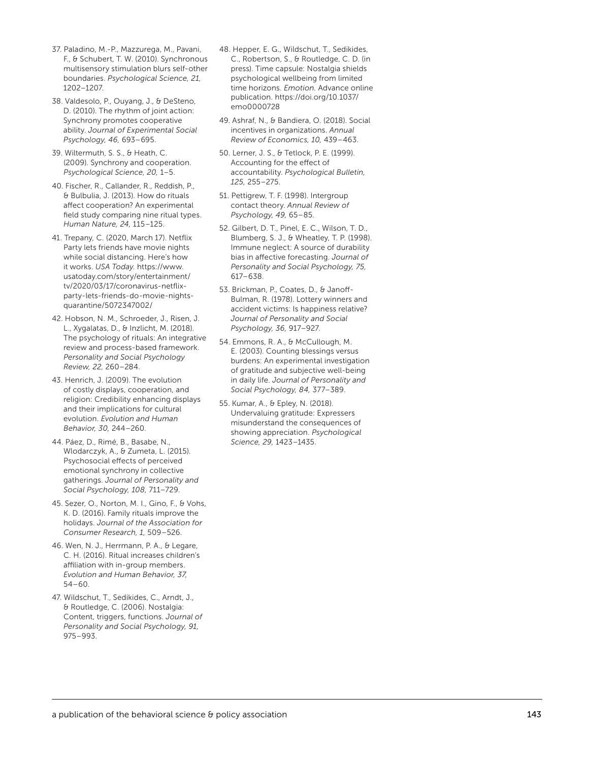37. Paladino, M.-P., Mazzurega, M., Pavani, F., & Schubert, T. W. (2010). Synchronous multisensory stimulation blurs self-other boundaries. *Psychological Science, 21,* 1202–1207.

38. Valdesolo, P., Ouyang, J., & DeSteno, D. (2010). The rhythm of joint action: Synchrony promotes cooperative ability. *Journal of Experimental Social Psychology, 46,* 693–695.

39. Wiltermuth, S. S., & Heath, C. (2009). Synchrony and cooperation. *Psychological Science, 20,* 1–5.

40. Fischer, R., Callander, R., Reddish, P., & Bulbulia, J. (2013). How do rituals affect cooperation? An experimental field study comparing nine ritual types. *Human Nature, 24,* 115–125.

41. Trepany, C. (2020, March 17). Netflix Party lets friends have movie nights while social distancing. Here's how it works. *USA Today.* https://www.usatoday.com/story/entertainment/tv/2020/03/17/coronavirus-netflix-party-lets-friends-do-movie-nights-quarantine/5072347002/

42. Hobson, N. M., Schroeder, J., Risen, J. L., Xygalatas, D., & Inzlicht, M. (2018). The psychology of rituals: An integrative review and process-based framework. *Personality and Social Psychology Review, 22,* 260–284.

43. Henrich, J. (2009). The evolution of costly displays, cooperation, and religion: Credibility enhancing displays and their implications for cultural evolution. *Evolution and Human Behavior, 30,* 244–260.

44. Páez, D., Rimé, B., Basabe, N., Wlodarczyk, A., & Zumeta, L. (2015). Psychosocial effects of perceived emotional synchrony in collective gatherings. *Journal of Personality and Social Psychology, 108,* 711–729.

45. Sezer, O., Norton, M. I., Gino, F., & Vohs, K. D. (2016). Family rituals improve the holidays. *Journal of the Association for Consumer Research, 1,* 509–526.

46. Wen, N. J., Herrmann, P. A., & Legare, C. H. (2016). Ritual increases children's affiliation with in-group members. *Evolution and Human Behavior, 37,* 54–60.

47. Wildschut, T., Sedikides, C., Arndt, J., & Routledge, C. (2006). Nostalgia: Content, triggers, functions. *Journal of Personality and Social Psychology, 91,* 975–993.

48. Hepper, E. G., Wildschut, T., Sedikides, C., Robertson, S., & Routledge, C. D. (in press). Time capsule: Nostalgia shields psychological wellbeing from limited time horizons. *Emotion.* Advance online publication. https://doi.org/10.1037/emo0000728

49. Ashraf, N., & Bandiera, O. (2018). Social incentives in organizations. *Annual Review of Economics, 10,* 439–463.

50. Lerner, J. S., & Tetlock, P. E. (1999). Accounting for the effect of accountability. *Psychological Bulletin, 125,* 255–275.

51. Pettigrew, T. F. (1998). Intergroup contact theory. *Annual Review of Psychology, 49,* 65–85.

52. Gilbert, D. T., Pinel, E. C., Wilson, T. D., Blumberg, S. J., & Wheatley, T. P. (1998). Immune neglect: A source of durability bias in affective forecasting. *Journal of Personality and Social Psychology, 75,* 617–638.

53. Brickman, P., Coates, D., & Janoff-Bulman, R. (1978). Lottery winners and accident victims: Is happiness relative? *Journal of Personality and Social Psychology, 36,* 917–927.

54. Emmons, R. A., & McCullough, M. E. (2003). Counting blessings versus burdens: An experimental investigation of gratitude and subjective well-being in daily life. *Journal of Personality and Social Psychology, 84,* 377–389.

55. Kumar, A., & Epley, N. (2018). Undervaluing gratitude: Expressers misunderstand the consequences of showing appreciation. *Psychological Science, 29,* 1423–1435.